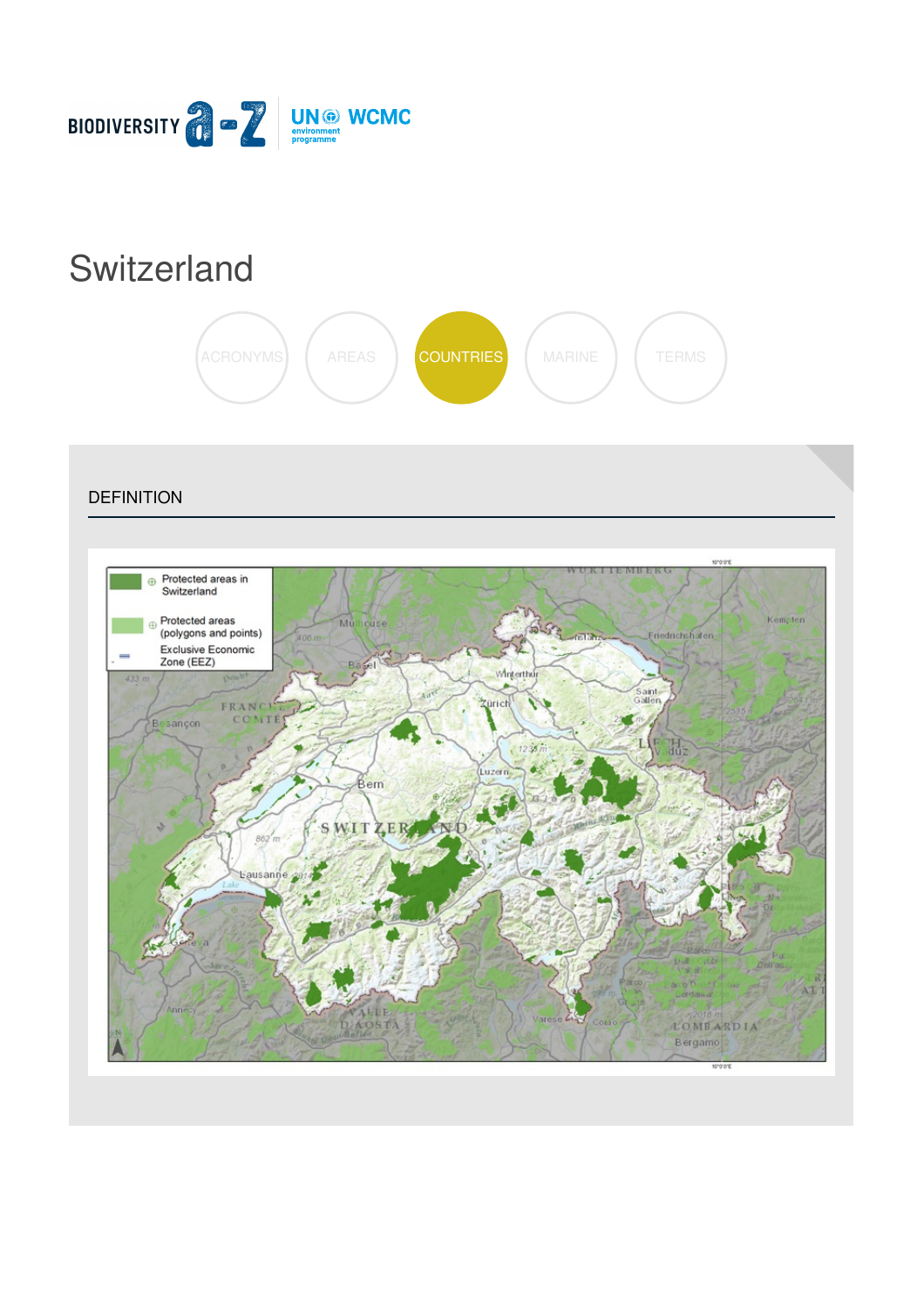# Switzerland

ACRONYMS AREAS COUNTRIES MARINE TERMS

## DEFINITION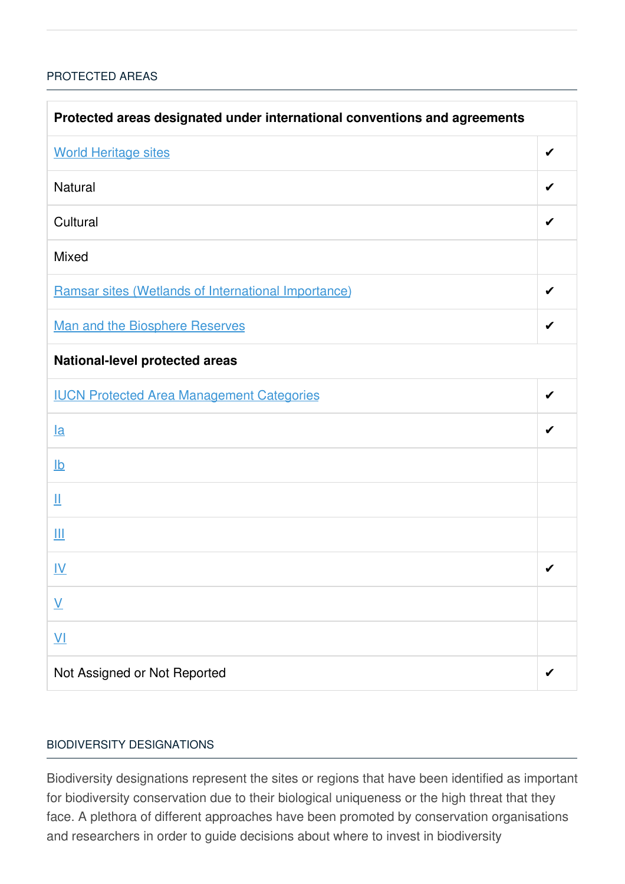## PROTECTED AREAS

| Protected areas designated under international conventions and agreements | |
|---|---|
| [World Heritage sites]() | ✔ |
| Natural | ✔ |
| Cultural | ✔ |
| Mixed | |
| [Ramsar sites (Wetlands of International Importance)]() | ✔ |
| [Man and the Biosphere Reserves]() | ✔ |
| **National-level protected areas** | |
| [IUCN Protected Area Management Categories]() | ✔ |
| [Ia]() | ✔ |
| [Ib]() | |
| [II]() | |
| [III]() | |
| [IV]() | ✔ |
| [V]() | |
| [VI]() | |
| Not Assigned or Not Reported | ✔ |

## BIODIVERSITY DESIGNATIONS

Biodiversity designations represent the sites or regions that have been identified as important for biodiversity conservation due to their biological uniqueness or the high threat that they face. A plethora of different approaches have been promoted by conservation organisations and researchers in order to guide decisions about where to invest in biodiversity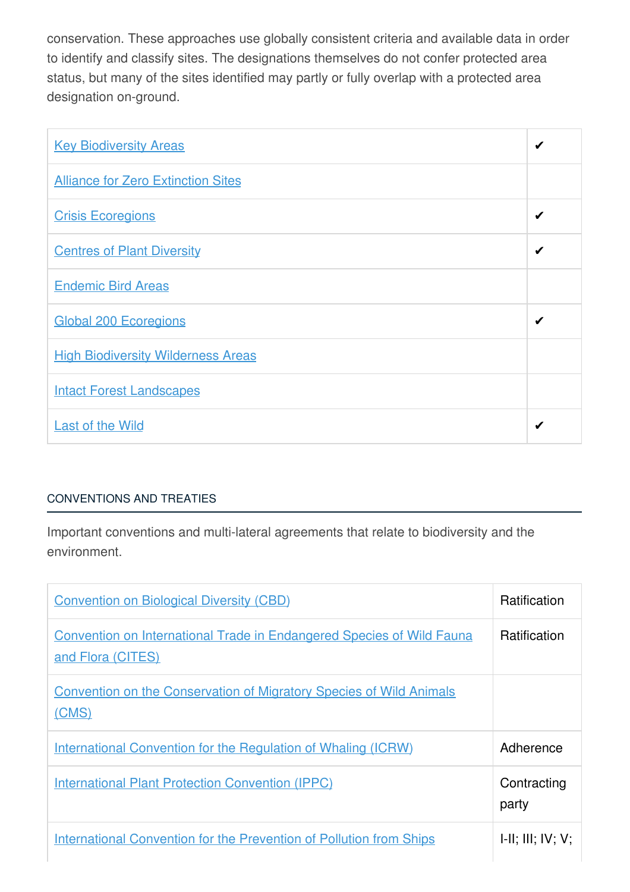conservation. These approaches use globally consistent criteria and available data in order to identify and classify sites. The designations themselves do not confer protected area status, but many of the sites identified may partly or fully overlap with a protected area designation on-ground.

| | |
|---|---|
| Key Biodiversity Areas | ✔ |
| Alliance for Zero Extinction Sites | |
| Crisis Ecoregions | ✔ |
| Centres of Plant Diversity | ✔ |
| Endemic Bird Areas | |
| Global 200 Ecoregions | ✔ |
| High Biodiversity Wilderness Areas | |
| Intact Forest Landscapes | |
| Last of the Wild | ✔ |

## CONVENTIONS AND TREATIES

Important conventions and multi-lateral agreements that relate to biodiversity and the environment.

| | |
|---|---|
| Convention on Biological Diversity (CBD) | Ratification |
| Convention on International Trade in Endangered Species of Wild Fauna and Flora (CITES) | Ratification |
| Convention on the Conservation of Migratory Species of Wild Animals (CMS) | |
| International Convention for the Regulation of Whaling (ICRW) | Adherence |
| International Plant Protection Convention (IPPC) | Contracting party |
| International Convention for the Prevention of Pollution from Ships | I-II; III; IV; V; |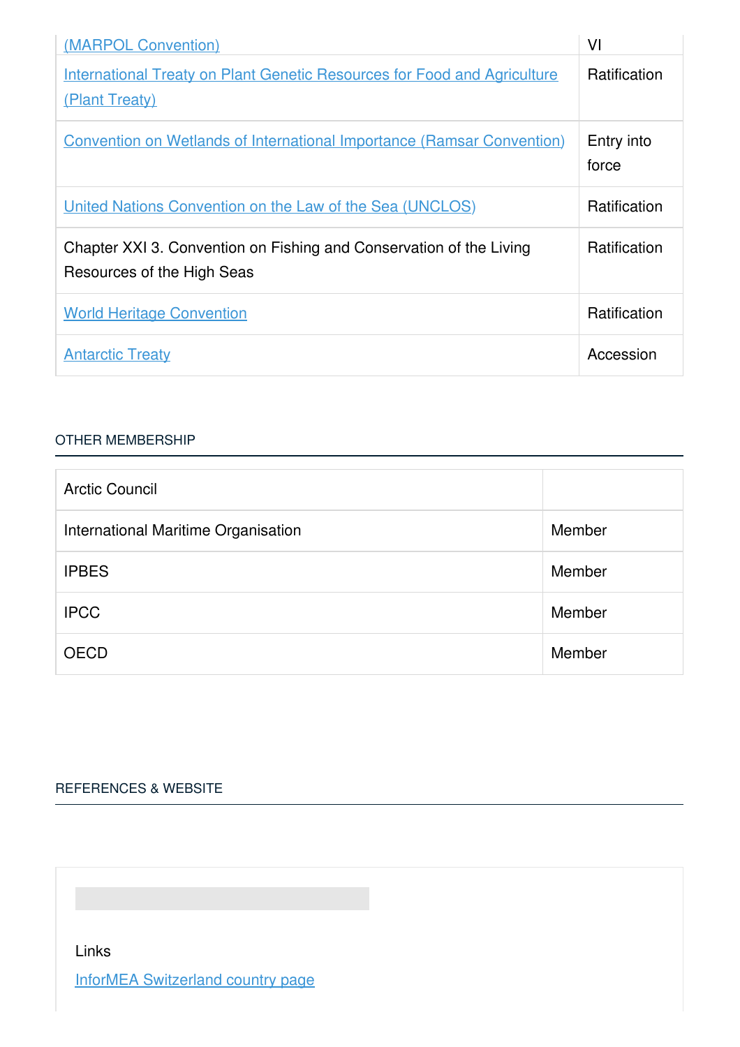| | |
|---|---|
| (MARPOL Convention) | VI |
| International Treaty on Plant Genetic Resources for Food and Agriculture (Plant Treaty) | Ratification |
| Convention on Wetlands of International Importance (Ramsar Convention) | Entry into force |
| United Nations Convention on the Law of the Sea (UNCLOS) | Ratification |
| Chapter XXI 3. Convention on Fishing and Conservation of the Living Resources of the High Seas | Ratification |
| World Heritage Convention | Ratification |
| Antarctic Treaty | Accession |

## OTHER MEMBERSHIP

| | |
|---|---|
| Arctic Council | |
| International Maritime Organisation | Member |
| IPBES | Member |
| IPCC | Member |
| OECD | Member |

## REFERENCES & WEBSITE

Links

InforMEA Switzerland country page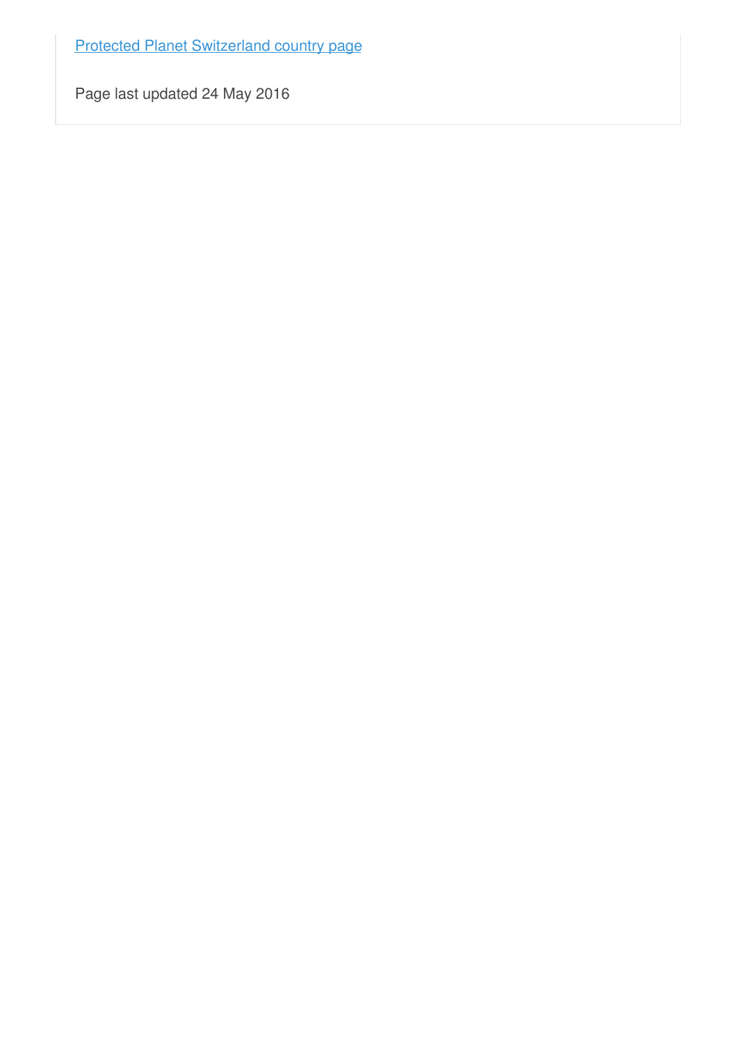[Protected Planet Switzerland country page]

Page last updated 24 May 2016